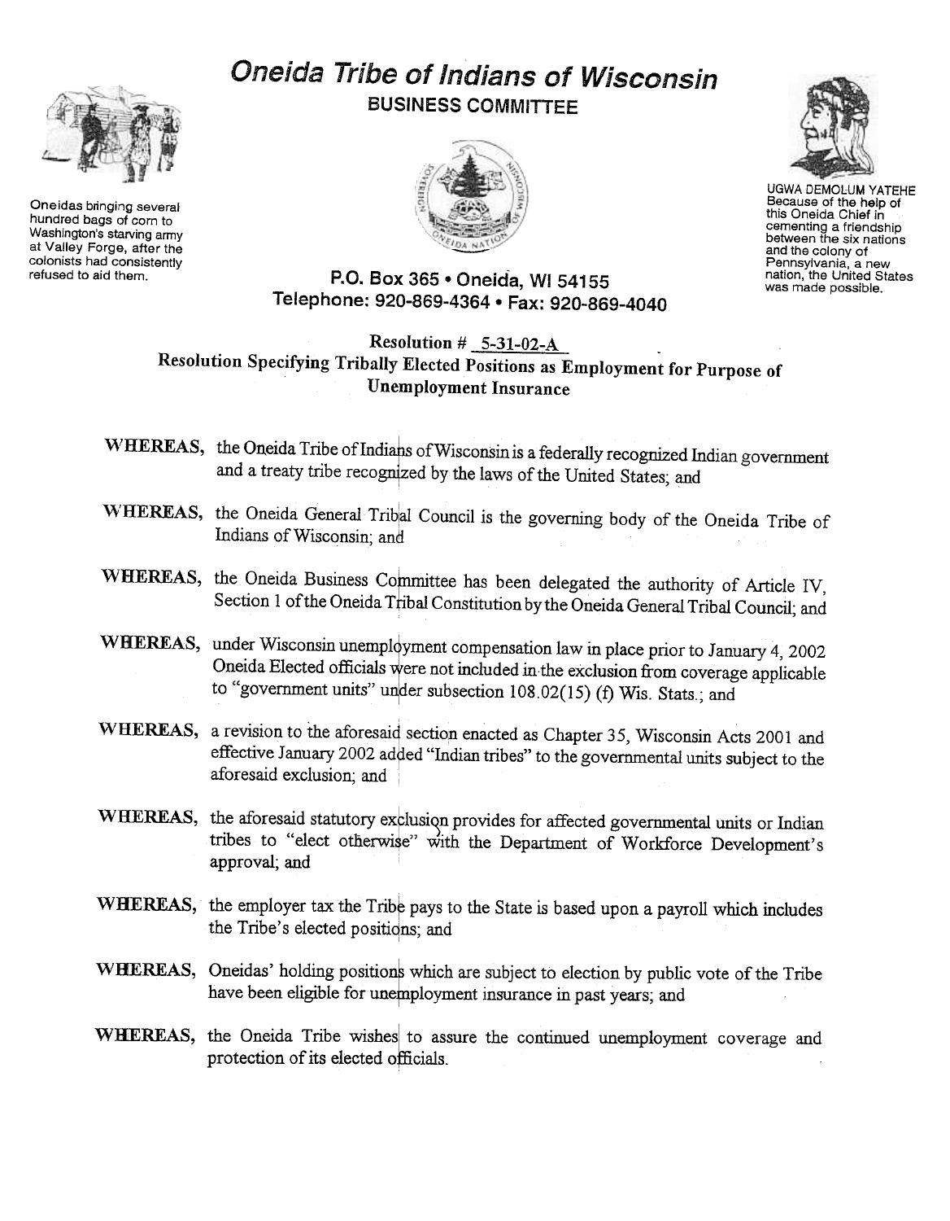# Oneida Tribe of Indians of Wisconsin

**BUSINESS COMMITTEE**

Oneidas bringing several hundred bags of corn to Washington's starving army at Valley Forge, after the colonists had consistently refused to aid them.

UGWA DEMOLUM YATEHE
Because of the help of this Oneida Chief in cementing a friendship between the six nations and the colony of Pennsylvania, a new nation, the United States was made possible.

P.O. Box 365 • Oneida, WI 54155
Telephone: 920-869-4364 • Fax: 920-869-4040

**Resolution # 5-31-02-A**
**Resolution Specifying Tribally Elected Positions as Employment for Purpose of Unemployment Insurance**

**WHEREAS,** the Oneida Tribe of Indians of Wisconsin is a federally recognized Indian government and a treaty tribe recognized by the laws of the United States; and

**WHEREAS,** the Oneida General Tribal Council is the governing body of the Oneida Tribe of Indians of Wisconsin; and

**WHEREAS,** the Oneida Business Committee has been delegated the authority of Article IV, Section 1 of the Oneida Tribal Constitution by the Oneida General Tribal Council; and

**WHEREAS,** under Wisconsin unemployment compensation law in place prior to January 4, 2002 Oneida Elected officials were not included in the exclusion from coverage applicable to "government units" under subsection 108.02(15) (f) Wis. Stats.; and

**WHEREAS,** a revision to the aforesaid section enacted as Chapter 35, Wisconsin Acts 2001 and effective January 2002 added "Indian tribes" to the governmental units subject to the aforesaid exclusion; and

**WHEREAS,** the aforesaid statutory exclusion provides for affected governmental units or Indian tribes to "elect otherwise" with the Department of Workforce Development's approval; and

**WHEREAS,** the employer tax the Tribe pays to the State is based upon a payroll which includes the Tribe's elected positions; and

**WHEREAS,** Oneidas' holding positions which are subject to election by public vote of the Tribe have been eligible for unemployment insurance in past years; and

**WHEREAS,** the Oneida Tribe wishes to assure the continued unemployment coverage and protection of its elected officials.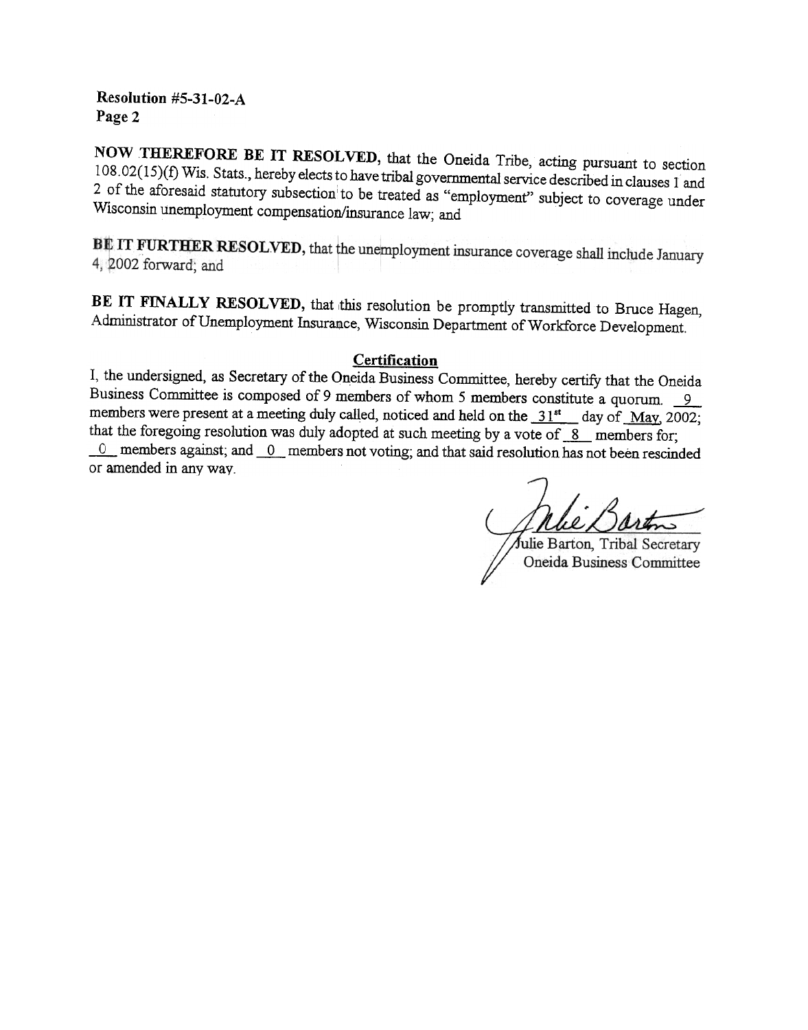**Resolution #5-31-02-A**
**Page 2**

**NOW THEREFORE BE IT RESOLVED,** that the Oneida Tribe, acting pursuant to section 108.02(15)(f) Wis. Stats., hereby elects to have tribal governmental service described in clauses 1 and 2 of the aforesaid statutory subsection to be treated as "employment" subject to coverage under Wisconsin unemployment compensation/insurance law; and

**BE IT FURTHER RESOLVED,** that the unemployment insurance coverage shall include January 4, 2002 forward; and

**BE IT FINALLY RESOLVED,** that this resolution be promptly transmitted to Bruce Hagen, Administrator of Unemployment Insurance, Wisconsin Department of Workforce Development.

**Certification**

I, the undersigned, as Secretary of the Oneida Business Committee, hereby certify that the Oneida Business Committee is composed of 9 members of whom 5 members constitute a quorum. 9 members were present at a meeting duly called, noticed and held on the 31st day of May, 2002; that the foregoing resolution was duly adopted at such meeting by a vote of 8 members for; 0 members against; and 0 members not voting; and that said resolution has not been rescinded or amended in any way.

Julie Barton, Tribal Secretary
Oneida Business Committee